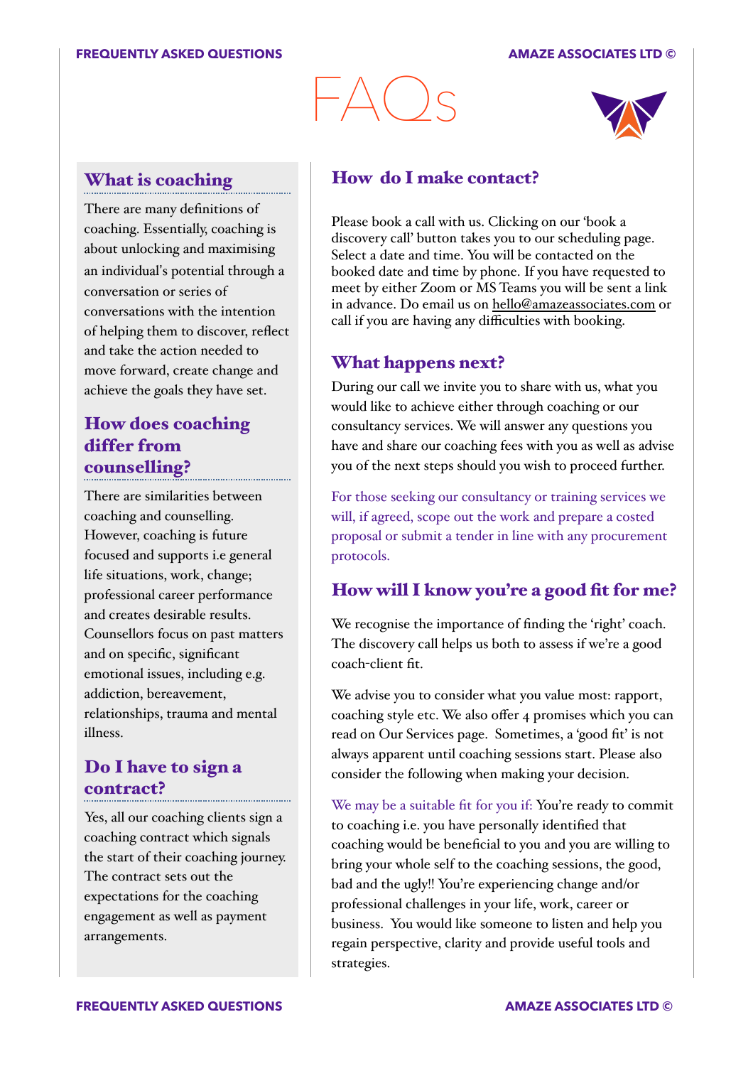# FAQs

## What is coaching

There are many definitions of coaching. Essentially, coaching is about unlocking and maximising an individual's potential through a conversation or series of conversations with the intention of helping them to discover, reflect and take the action needed to move forward, create change and achieve the goals they have set.

## How does coaching differ from counselling?

There are similarities between coaching and counselling. However, coaching is future focused and supports i.e general life situations, work, change; professional career performance and creates desirable results. Counsellors focus on past matters and on specific, significant emotional issues, including e.g. addiction, bereavement, relationships, trauma and mental illness.

## Do I have to sign a contract?

Yes, all our coaching clients sign a coaching contract which signals the start of their coaching journey. The contract sets out the expectations for the coaching engagement as well as payment arrangements.

## How do I make contact?

Please book a call with us. Clicking on our 'book a discovery call' button takes you to our scheduling page. Select a date and time. You will be contacted on the booked date and time by phone. If you have requested to meet by either Zoom or MS Teams you will be sent a link in advance. Do email us on hello@amazeassociates.com or call if you are having any difficulties with booking.

## What happens next?

During our call we invite you to share with us, what you would like to achieve either through coaching or our consultancy services. We will answer any questions you have and share our coaching fees with you as well as advise you of the next steps should you wish to proceed further.

For those seeking our consultancy or training services we will, if agreed, scope out the work and prepare a costed proposal or submit a tender in line with any procurement protocols.

## How will I know you're a good fit for me?

We recognise the importance of finding the 'right' coach. The discovery call helps us both to assess if we're a good coach-client fit.

We advise you to consider what you value most: rapport, coaching style etc. We also offer 4 promises which you can read on Our Services page. Sometimes, a 'good fit' is not always apparent until coaching sessions start. Please also consider the following when making your decision.

We may be a suitable fit for you if: You're ready to commit to coaching i.e. you have personally identified that coaching would be beneficial to you and you are willing to bring your whole self to the coaching sessions, the good, bad and the ugly!! You're experiencing change and/or professional challenges in your life, work, career or business. You would like someone to listen and help you regain perspective, clarity and provide useful tools and strategies.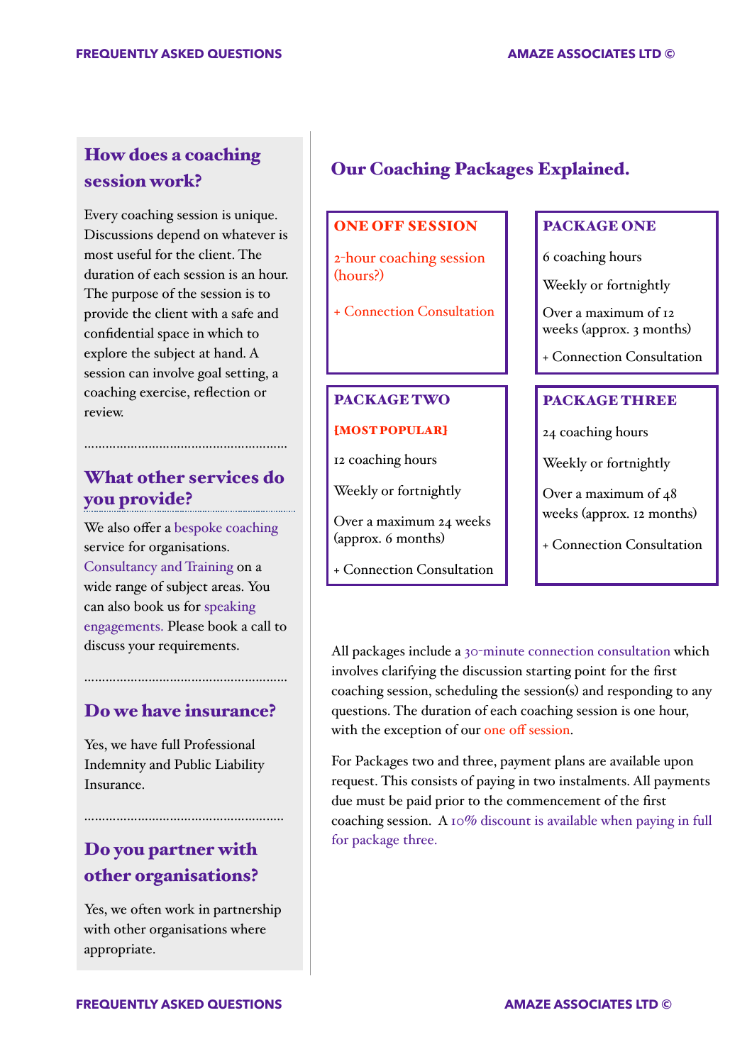## How does a coaching session work?

Every coaching session is unique. Discussions depend on whatever is most useful for the client. The duration of each session is an hour. The purpose of the session is to provide the client with a safe and confidential space in which to explore the subject at hand. A session can involve goal setting, a coaching exercise, reflection or review.

## What other services do you provide?

We also offer a bespoke coaching service for organisations. Consultancy and Training on a wide range of subject areas. You can also book us for speaking engagements. Please book a call to discuss your requirements.

## Do we have insurance?

Yes, we have full Professional Indemnity and Public Liability Insurance.

## Do you partner with other organisations?

Yes, we often work in partnership with other organisations where appropriate.

## Our Coaching Packages Explained.

### ONE OFF SESSION

2-hour coaching session (hours?)

+ Connection Consultation

### PACKAGE ONE

6 coaching hours

Weekly or fortnightly

Over a maximum of 12 weeks (approx. 3 months)

+ Connection Consultation

### PACKAGE TWO

**[MOST POPULAR]**

12 coaching hours

Weekly or fortnightly

Over a maximum 24 weeks (approx. 6 months)

+ Connection Consultation

### PACKAGE THREE

24 coaching hours

Weekly or fortnightly

Over a maximum of 48 weeks (approx. 12 months)

+ Connection Consultation

All packages include a 30-minute connection consultation which involves clarifying the discussion starting point for the first coaching session, scheduling the session(s) and responding to any questions. The duration of each coaching session is one hour, with the exception of our one off session.

For Packages two and three, payment plans are available upon request. This consists of paying in two instalments. All payments due must be paid prior to the commencement of the first coaching session. A 10% discount is available when paying in full for package three.